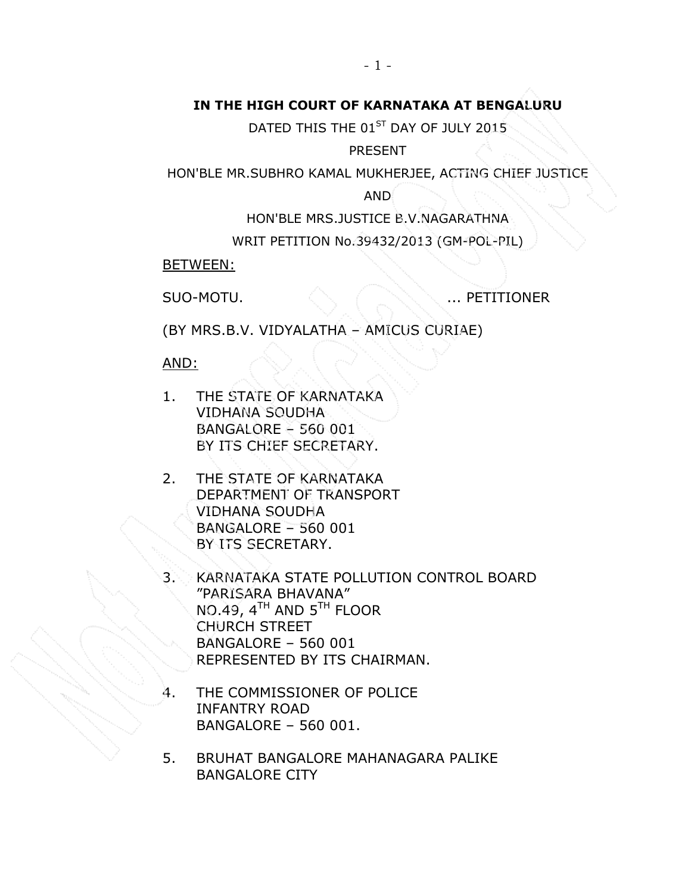**IN THE HIGH COURT OF KARNATAKA AT BENGALURU**

DATED THIS THE 01ST DAY OF JULY 2015

PRESENT

HON'BLE MR.SUBHRO KAMAL MUKHERJEE, ACTING CHIEF JUSTICE

AND

HON'BLE MRS.JUSTICE B.V.NAGARATHNA

WRIT PETITION No.39432/2013 (GM-POL-PIL)

BETWEEN:

SUO-MOTU. ... PETITIONER

(BY MRS.B.V. VIDYALATHA – AMICUS CURIAE)

AND:

1. THE STATE OF KARNATAKA
   VIDHANA SOUDHA
   BANGALORE – 560 001
   BY ITS CHIEF SECRETARY.

2. THE STATE OF KARNATAKA
   DEPARTMENT OF TRANSPORT
   VIDHANA SOUDHA
   BANGALORE – 560 001
   BY ITS SECRETARY.

3. KARNATAKA STATE POLLUTION CONTROL BOARD
   "PARISARA BHAVANA"
   NO.49, 4TH AND 5TH FLOOR
   CHURCH STREET
   BANGALORE – 560 001
   REPRESENTED BY ITS CHAIRMAN.

4. THE COMMISSIONER OF POLICE
   INFANTRY ROAD
   BANGALORE – 560 001.

5. BRUHAT BANGALORE MAHANAGARA PALIKE
   BANGALORE CITY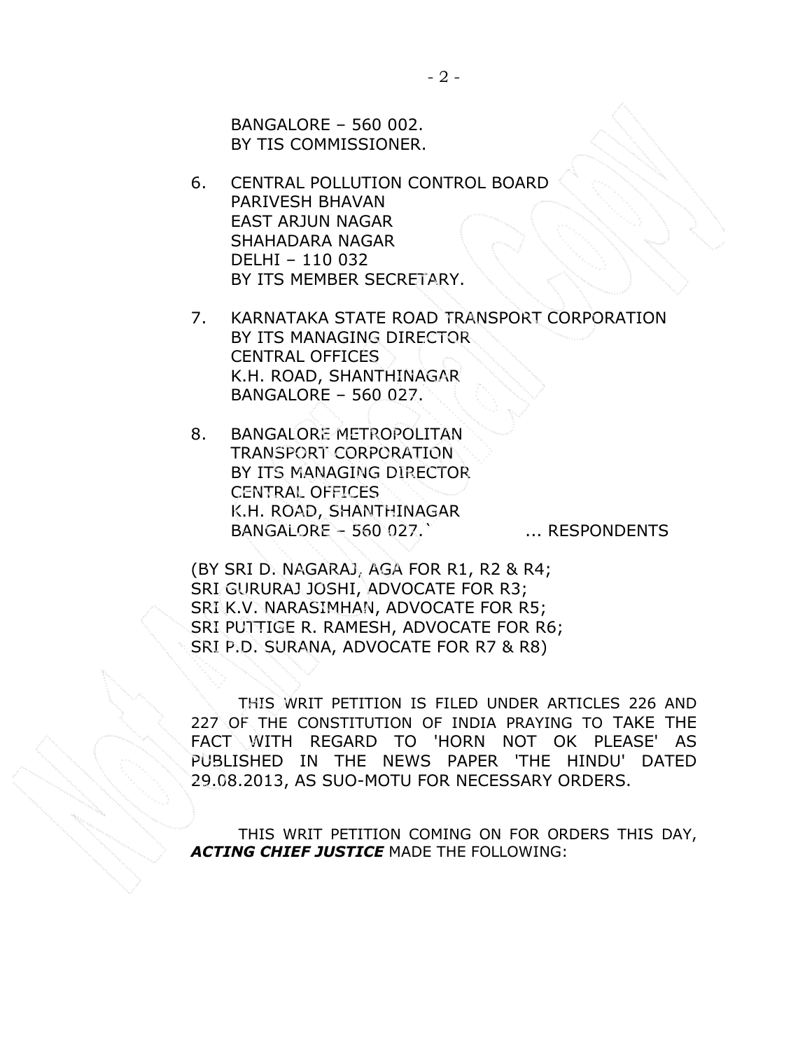BANGALORE – 560 002.
BY TIS COMMISSIONER.

6. CENTRAL POLLUTION CONTROL BOARD
   PARIVESH BHAVAN
   EAST ARJUN NAGAR
   SHAHADARA NAGAR
   DELHI – 110 032
   BY ITS MEMBER SECRETARY.

7. KARNATAKA STATE ROAD TRANSPORT CORPORATION
   BY ITS MANAGING DIRECTOR
   CENTRAL OFFICES
   K.H. ROAD, SHANTHINAGAR
   BANGALORE – 560 027.

8. BANGALORE METROPOLITAN
   TRANSPORT CORPORATION
   BY ITS MANAGING DIRECTOR
   CENTRAL OFFICES
   K.H. ROAD, SHANTHINAGAR
   BANGALORE – 560 027.` ... RESPONDENTS

(BY SRI D. NAGARAJ, AGA FOR R1, R2 & R4;
SRI GURURAJ JOSHI, ADVOCATE FOR R3;
SRI K.V. NARASIMHAN, ADVOCATE FOR R5;
SRI PUTTIGE R. RAMESH, ADVOCATE FOR R6;
SRI P.D. SURANA, ADVOCATE FOR R7 & R8)

THIS WRIT PETITION IS FILED UNDER ARTICLES 226 AND 227 OF THE CONSTITUTION OF INDIA PRAYING TO TAKE THE FACT WITH REGARD TO 'HORN NOT OK PLEASE' AS PUBLISHED IN THE NEWS PAPER 'THE HINDU' DATED 29.08.2013, AS SUO-MOTU FOR NECESSARY ORDERS.

THIS WRIT PETITION COMING ON FOR ORDERS THIS DAY, ***ACTING CHIEF JUSTICE*** MADE THE FOLLOWING: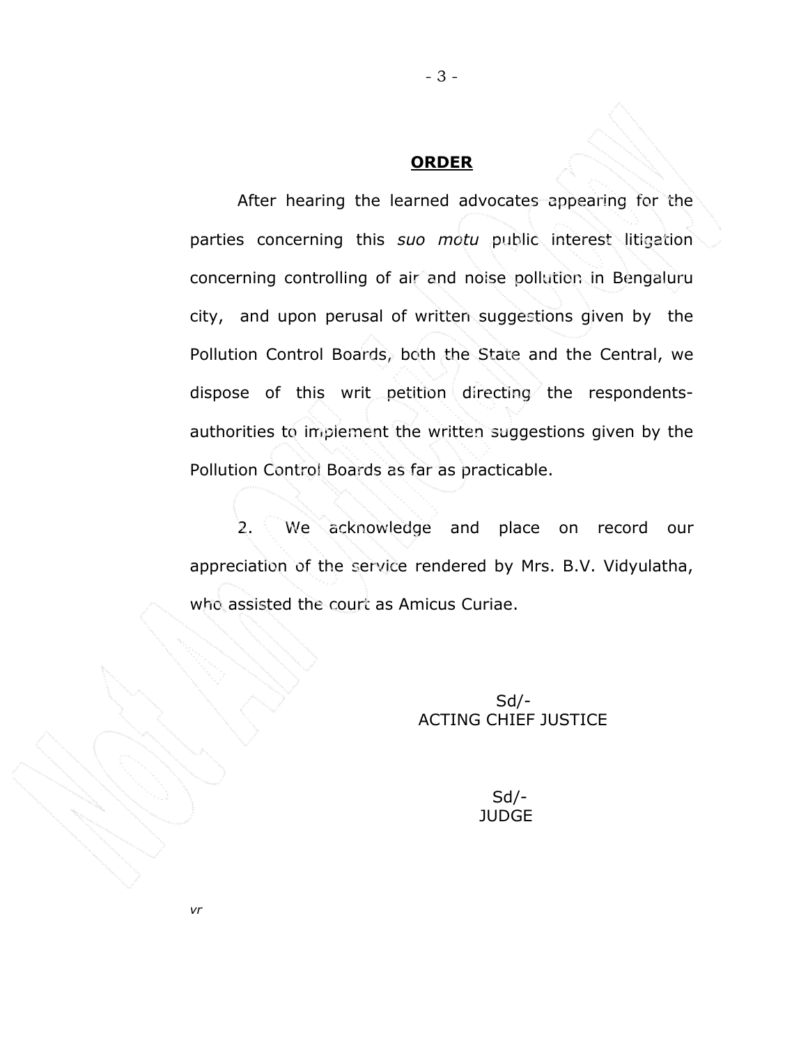## ORDER

After hearing the learned advocates appearing for the parties concerning this *suo motu* public interest litigation concerning controlling of air and noise pollution in Bengaluru city, and upon perusal of written suggestions given by the Pollution Control Boards, both the State and the Central, we dispose of this writ petition directing the respondents-authorities to implement the written suggestions given by the Pollution Control Boards as far as practicable.

2. We acknowledge and place on record our appreciation of the service rendered by Mrs. B.V. Vidyulatha, who assisted the court as Amicus Curiae.

Sd/-
ACTING CHIEF JUSTICE

Sd/-
JUDGE

*vr*